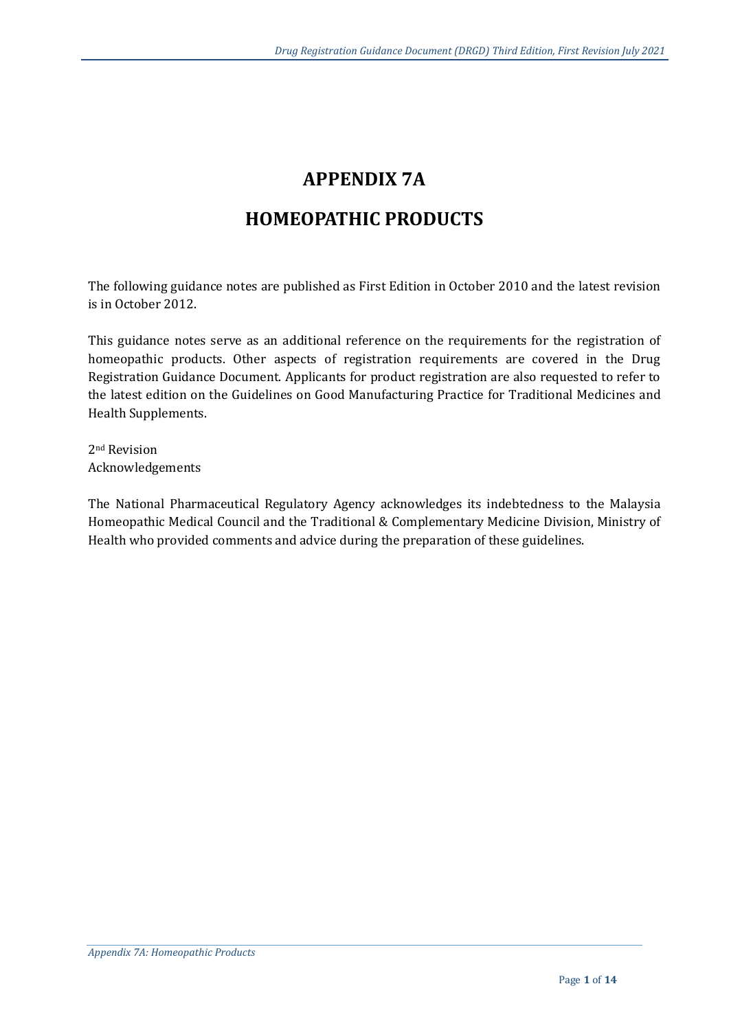# APPENDIX 7A

# HOMEOPATHIC PRODUCTS

The following guidance notes are published as First Edition in October 2010 and the latest revision is in October 2012.

This guidance notes serve as an additional reference on the requirements for the registration of homeopathic products. Other aspects of registration requirements are covered in the Drug Registration Guidance Document. Applicants for product registration are also requested to refer to the latest edition on the Guidelines on Good Manufacturing Practice for Traditional Medicines and Health Supplements.

2nd Revision
Acknowledgements

The National Pharmaceutical Regulatory Agency acknowledges its indebtedness to the Malaysia Homeopathic Medical Council and the Traditional & Complementary Medicine Division, Ministry of Health who provided comments and advice during the preparation of these guidelines.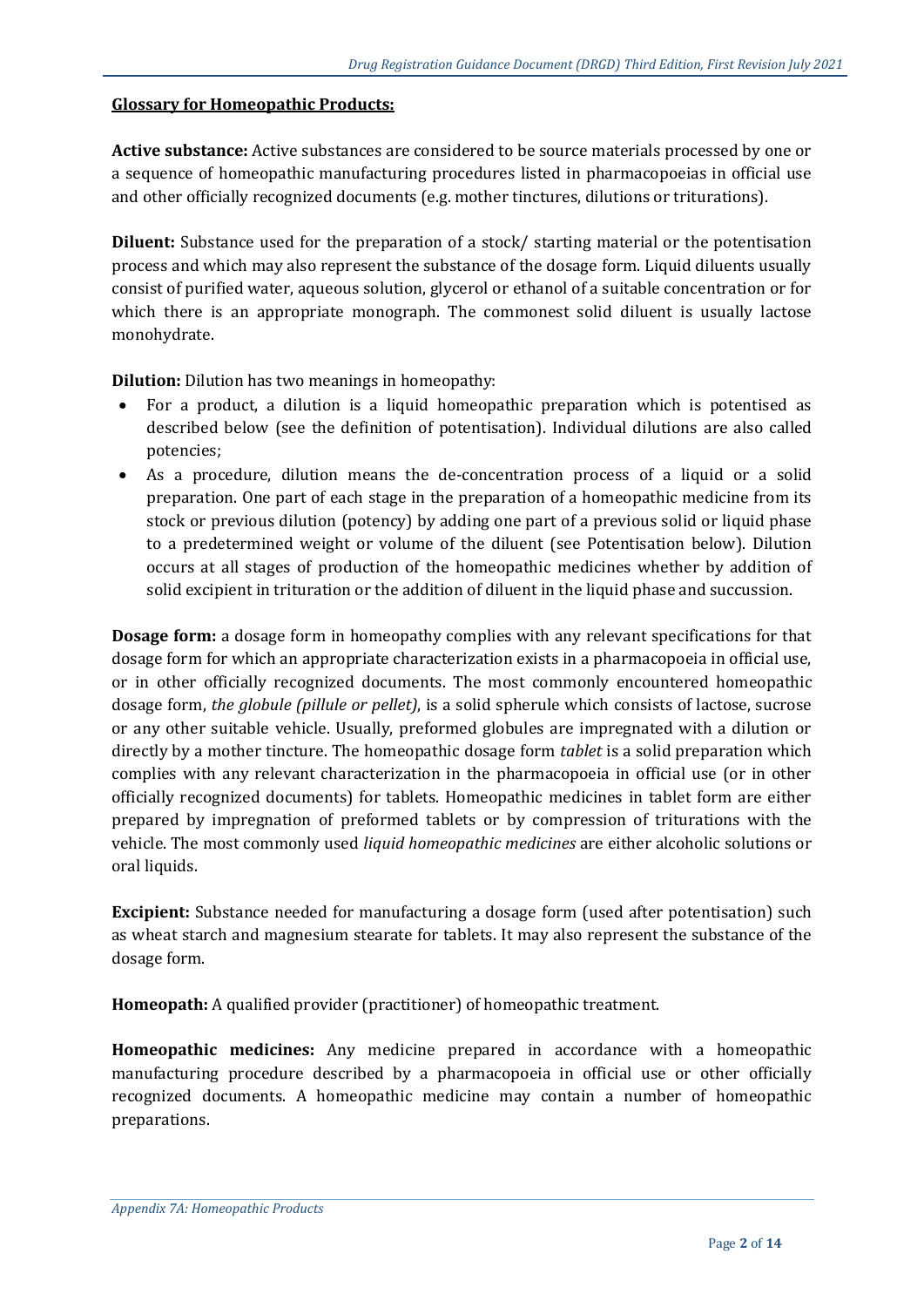## Glossary for Homeopathic Products:

**Active substance:** Active substances are considered to be source materials processed by one or a sequence of homeopathic manufacturing procedures listed in pharmacopoeias in official use and other officially recognized documents (e.g. mother tinctures, dilutions or triturations).

**Diluent:** Substance used for the preparation of a stock/ starting material or the potentisation process and which may also represent the substance of the dosage form. Liquid diluents usually consist of purified water, aqueous solution, glycerol or ethanol of a suitable concentration or for which there is an appropriate monograph. The commonest solid diluent is usually lactose monohydrate.

**Dilution:** Dilution has two meanings in homeopathy:

- For a product, a dilution is a liquid homeopathic preparation which is potentised as described below (see the definition of potentisation). Individual dilutions are also called potencies;
- As a procedure, dilution means the de-concentration process of a liquid or a solid preparation. One part of each stage in the preparation of a homeopathic medicine from its stock or previous dilution (potency) by adding one part of a previous solid or liquid phase to a predetermined weight or volume of the diluent (see Potentisation below). Dilution occurs at all stages of production of the homeopathic medicines whether by addition of solid excipient in trituration or the addition of diluent in the liquid phase and succussion.

**Dosage form:** a dosage form in homeopathy complies with any relevant specifications for that dosage form for which an appropriate characterization exists in a pharmacopoeia in official use, or in other officially recognized documents. The most commonly encountered homeopathic dosage form, *the globule (pillule or pellet)*, is a solid spherule which consists of lactose, sucrose or any other suitable vehicle. Usually, preformed globules are impregnated with a dilution or directly by a mother tincture. The homeopathic dosage form *tablet* is a solid preparation which complies with any relevant characterization in the pharmacopoeia in official use (or in other officially recognized documents) for tablets. Homeopathic medicines in tablet form are either prepared by impregnation of preformed tablets or by compression of triturations with the vehicle. The most commonly used *liquid homeopathic medicines* are either alcoholic solutions or oral liquids.

**Excipient:** Substance needed for manufacturing a dosage form (used after potentisation) such as wheat starch and magnesium stearate for tablets. It may also represent the substance of the dosage form.

**Homeopath:** A qualified provider (practitioner) of homeopathic treatment.

**Homeopathic medicines:** Any medicine prepared in accordance with a homeopathic manufacturing procedure described by a pharmacopoeia in official use or other officially recognized documents. A homeopathic medicine may contain a number of homeopathic preparations.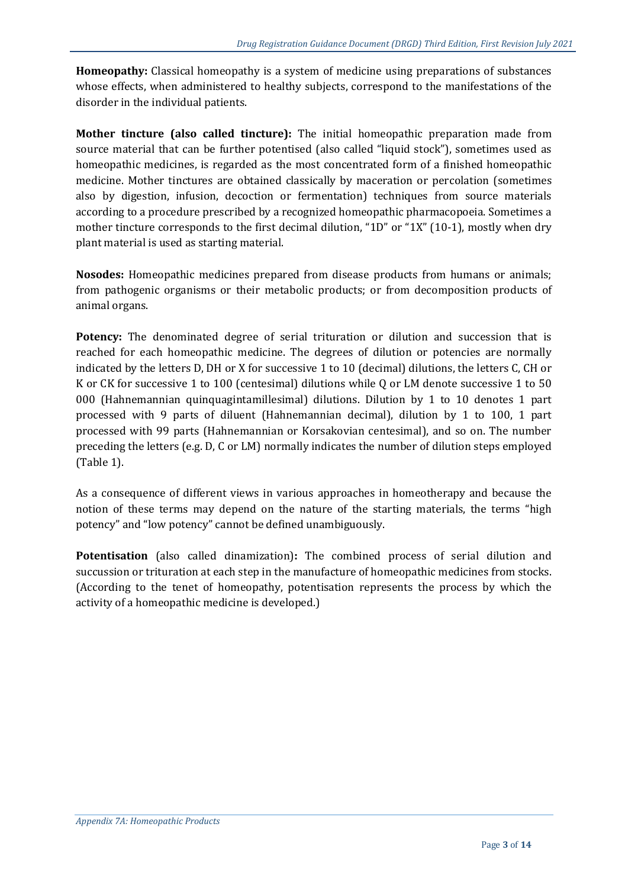**Homeopathy:** Classical homeopathy is a system of medicine using preparations of substances whose effects, when administered to healthy subjects, correspond to the manifestations of the disorder in the individual patients.

**Mother tincture (also called tincture):** The initial homeopathic preparation made from source material that can be further potentised (also called "liquid stock"), sometimes used as homeopathic medicines, is regarded as the most concentrated form of a finished homeopathic medicine. Mother tinctures are obtained classically by maceration or percolation (sometimes also by digestion, infusion, decoction or fermentation) techniques from source materials according to a procedure prescribed by a recognized homeopathic pharmacopoeia. Sometimes a mother tincture corresponds to the first decimal dilution, "1D" or "1X" ($10^{-1}$), mostly when dry plant material is used as starting material.

**Nosodes:** Homeopathic medicines prepared from disease products from humans or animals; from pathogenic organisms or their metabolic products; or from decomposition products of animal organs.

**Potency:** The denominated degree of serial trituration or dilution and succession that is reached for each homeopathic medicine. The degrees of dilution or potencies are normally indicated by the letters D, DH or X for successive 1 to 10 (decimal) dilutions, the letters C, CH or K or CK for successive 1 to 100 (centesimal) dilutions while Q or LM denote successive 1 to 50 000 (Hahnemannian quinquagintamillesimal) dilutions. Dilution by 1 to 10 denotes 1 part processed with 9 parts of diluent (Hahnemannian decimal), dilution by 1 to 100, 1 part processed with 99 parts (Hahnemannian or Korsakovian centesimal), and so on. The number preceding the letters (e.g. D, C or LM) normally indicates the number of dilution steps employed (Table 1).

As a consequence of different views in various approaches in homeotherapy and because the notion of these terms may depend on the nature of the starting materials, the terms "high potency" and "low potency" cannot be defined unambiguously.

**Potentisation** (also called dinamization)**:** The combined process of serial dilution and succussion or trituration at each step in the manufacture of homeopathic medicines from stocks. (According to the tenet of homeopathy, potentisation represents the process by which the activity of a homeopathic medicine is developed.)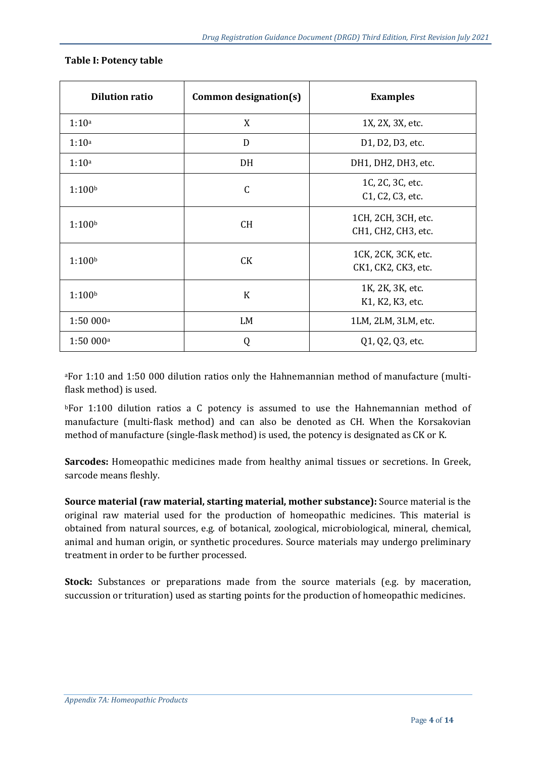**Table I: Potency table**

| Dilution ratio | Common designation(s) | Examples |
| --- | --- | --- |
| 1:10[a] | X | 1X, 2X, 3X, etc. |
| 1:10[a] | D | D1, D2, D3, etc. |
| 1:10[a] | DH | DH1, DH2, DH3, etc. |
| 1:100[b] | C | 1C, 2C, 3C, etc.<br>C1, C2, C3, etc. |
| 1:100[b] | CH | 1CH, 2CH, 3CH, etc.<br>CH1, CH2, CH3, etc. |
| 1:100[b] | CK | 1CK, 2CK, 3CK, etc.<br>CK1, CK2, CK3, etc. |
| 1:100[b] | K | 1K, 2K, 3K, etc.<br>K1, K2, K3, etc. |
| 1:50 000[a] | LM | 1LM, 2LM, 3LM, etc. |
| 1:50 000[a] | Q | Q1, Q2, Q3, etc. |

[a]For 1:10 and 1:50 000 dilution ratios only the Hahnemannian method of manufacture (multi-flask method) is used.

[b]For 1:100 dilution ratios a C potency is assumed to use the Hahnemannian method of manufacture (multi-flask method) and can also be denoted as CH. When the Korsakovian method of manufacture (single-flask method) is used, the potency is designated as CK or K.

**Sarcodes:** Homeopathic medicines made from healthy animal tissues or secretions. In Greek, sarcode means fleshly.

**Source material (raw material, starting material, mother substance):** Source material is the original raw material used for the production of homeopathic medicines. This material is obtained from natural sources, e.g. of botanical, zoological, microbiological, mineral, chemical, animal and human origin, or synthetic procedures. Source materials may undergo preliminary treatment in order to be further processed.

**Stock:** Substances or preparations made from the source materials (e.g. by maceration, succussion or trituration) used as starting points for the production of homeopathic medicines.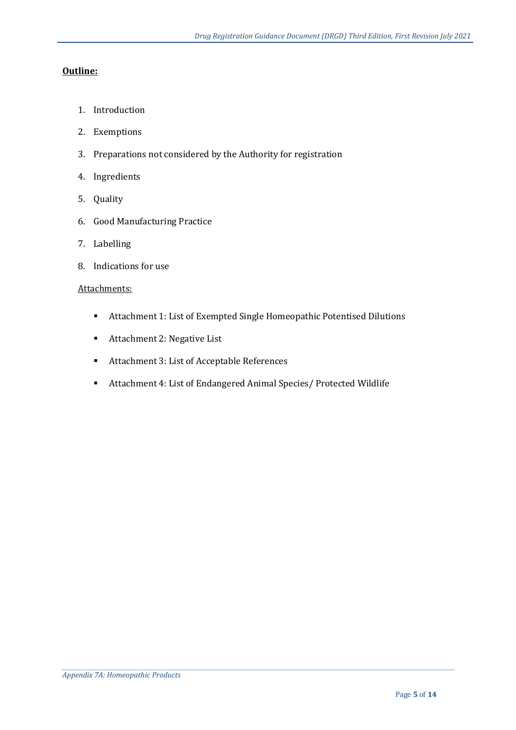**Outline:**

1. Introduction
2. Exemptions
3. Preparations not considered by the Authority for registration
4. Ingredients
5. Quality
6. Good Manufacturing Practice
7. Labelling
8. Indications for use

Attachments:

- Attachment 1: List of Exempted Single Homeopathic Potentised Dilutions
- Attachment 2: Negative List
- Attachment 3: List of Acceptable References
- Attachment 4: List of Endangered Animal Species/ Protected Wildlife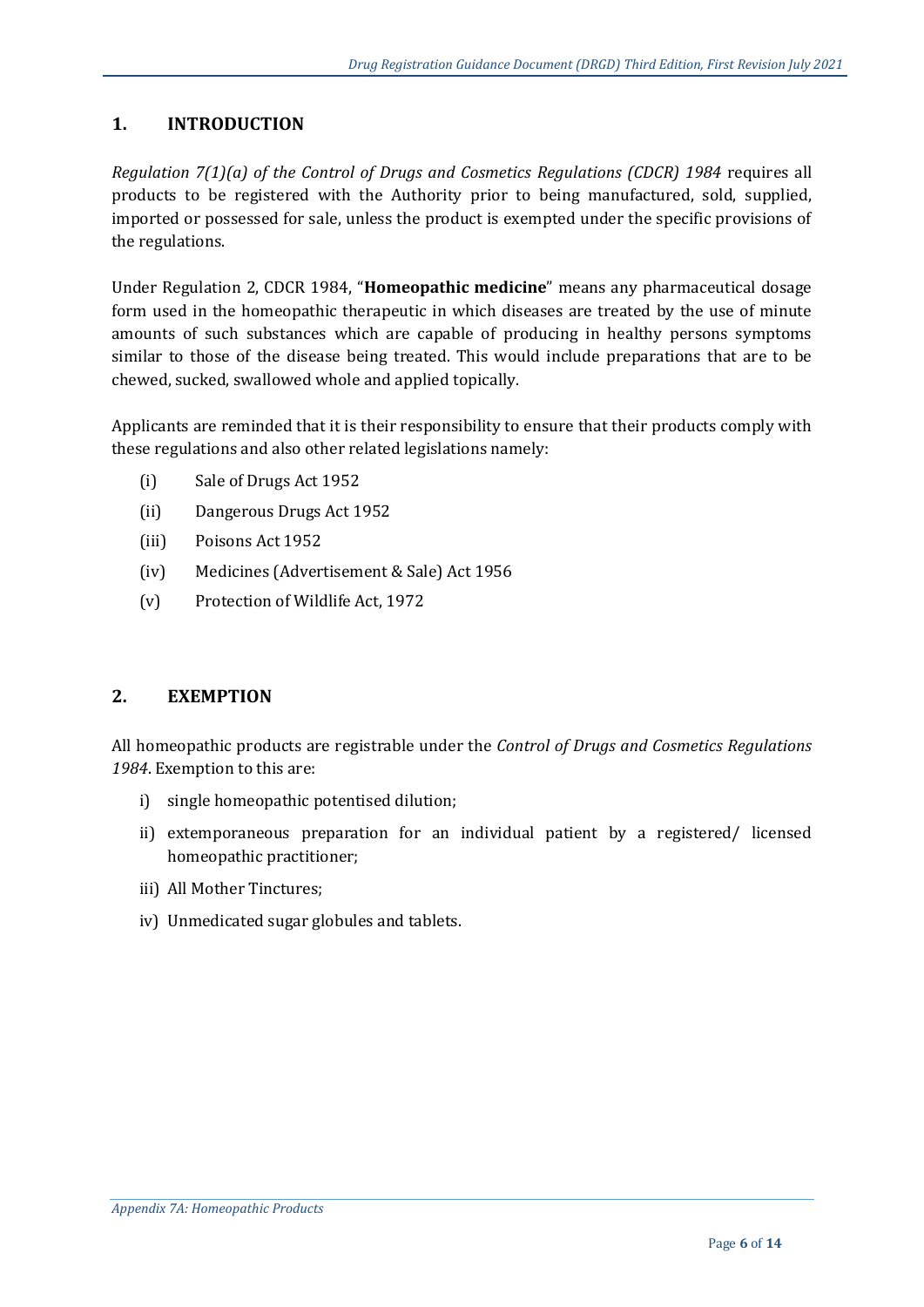## 1. INTRODUCTION

*Regulation 7(1)(a) of the Control of Drugs and Cosmetics Regulations (CDCR) 1984* requires all products to be registered with the Authority prior to being manufactured, sold, supplied, imported or possessed for sale, unless the product is exempted under the specific provisions of the regulations.

Under Regulation 2, CDCR 1984, "**Homeopathic medicine**" means any pharmaceutical dosage form used in the homeopathic therapeutic in which diseases are treated by the use of minute amounts of such substances which are capable of producing in healthy persons symptoms similar to those of the disease being treated. This would include preparations that are to be chewed, sucked, swallowed whole and applied topically.

Applicants are reminded that it is their responsibility to ensure that their products comply with these regulations and also other related legislations namely:

(i) Sale of Drugs Act 1952

(ii) Dangerous Drugs Act 1952

(iii) Poisons Act 1952

(iv) Medicines (Advertisement & Sale) Act 1956

(v) Protection of Wildlife Act, 1972

## 2. EXEMPTION

All homeopathic products are registrable under the *Control of Drugs and Cosmetics Regulations 1984*. Exemption to this are:

i) single homeopathic potentised dilution;

ii) extemporaneous preparation for an individual patient by a registered/ licensed homeopathic practitioner;

iii) All Mother Tinctures;

iv) Unmedicated sugar globules and tablets.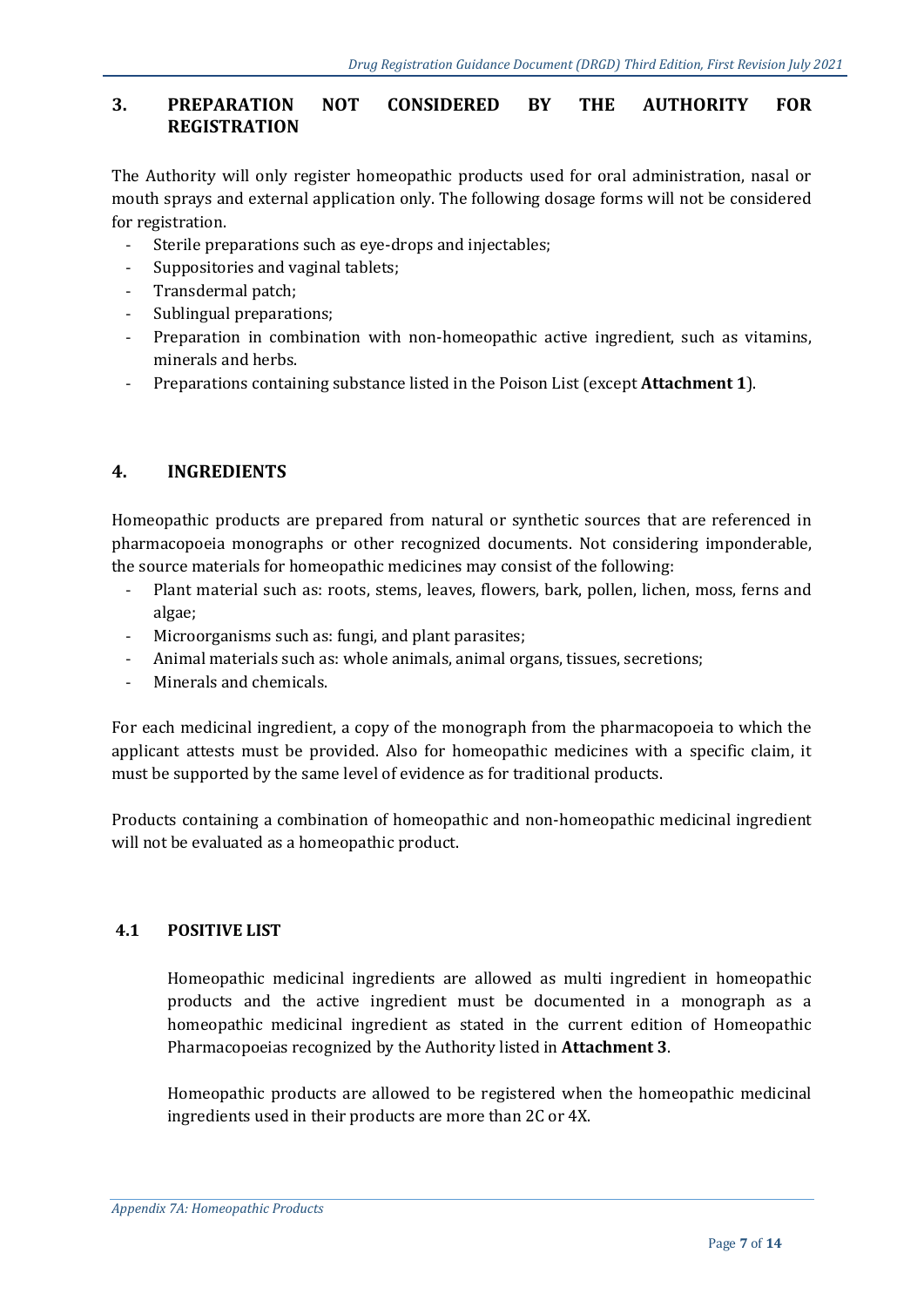## 3. PREPARATION NOT CONSIDERED BY THE AUTHORITY FOR REGISTRATION

The Authority will only register homeopathic products used for oral administration, nasal or mouth sprays and external application only. The following dosage forms will not be considered for registration.

- Sterile preparations such as eye-drops and injectables;
- Suppositories and vaginal tablets;
- Transdermal patch;
- Sublingual preparations;
- Preparation in combination with non-homeopathic active ingredient, such as vitamins, minerals and herbs.
- Preparations containing substance listed in the Poison List (except **Attachment 1**).

## 4. INGREDIENTS

Homeopathic products are prepared from natural or synthetic sources that are referenced in pharmacopoeia monographs or other recognized documents. Not considering imponderable, the source materials for homeopathic medicines may consist of the following:

- Plant material such as: roots, stems, leaves, flowers, bark, pollen, lichen, moss, ferns and algae;
- Microorganisms such as: fungi, and plant parasites;
- Animal materials such as: whole animals, animal organs, tissues, secretions;
- Minerals and chemicals.

For each medicinal ingredient, a copy of the monograph from the pharmacopoeia to which the applicant attests must be provided. Also for homeopathic medicines with a specific claim, it must be supported by the same level of evidence as for traditional products.

Products containing a combination of homeopathic and non-homeopathic medicinal ingredient will not be evaluated as a homeopathic product.

### 4.1 POSITIVE LIST

Homeopathic medicinal ingredients are allowed as multi ingredient in homeopathic products and the active ingredient must be documented in a monograph as a homeopathic medicinal ingredient as stated in the current edition of Homeopathic Pharmacopoeias recognized by the Authority listed in **Attachment 3**.

Homeopathic products are allowed to be registered when the homeopathic medicinal ingredients used in their products are more than 2C or 4X.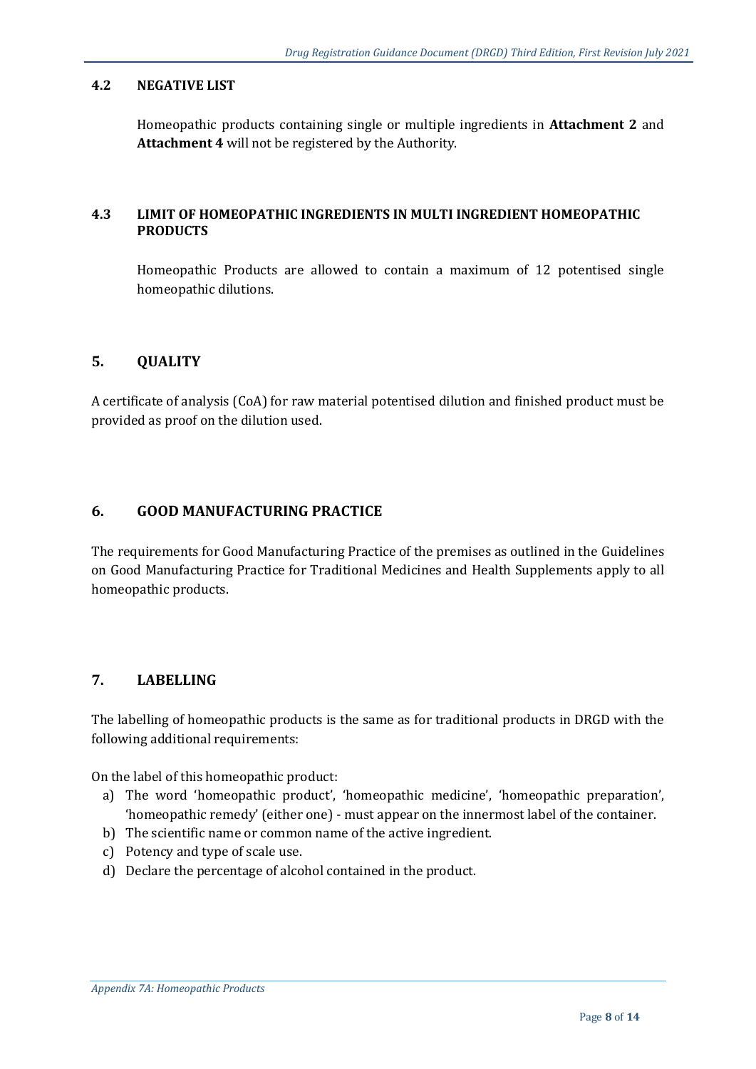### 4.2 NEGATIVE LIST

Homeopathic products containing single or multiple ingredients in **Attachment 2** and **Attachment 4** will not be registered by the Authority.

### 4.3 LIMIT OF HOMEOPATHIC INGREDIENTS IN MULTI INGREDIENT HOMEOPATHIC PRODUCTS

Homeopathic Products are allowed to contain a maximum of 12 potentised single homeopathic dilutions.

## 5. QUALITY

A certificate of analysis (CoA) for raw material potentised dilution and finished product must be provided as proof on the dilution used.

## 6. GOOD MANUFACTURING PRACTICE

The requirements for Good Manufacturing Practice of the premises as outlined in the Guidelines on Good Manufacturing Practice for Traditional Medicines and Health Supplements apply to all homeopathic products.

## 7. LABELLING

The labelling of homeopathic products is the same as for traditional products in DRGD with the following additional requirements:

On the label of this homeopathic product:

a) The word 'homeopathic product', 'homeopathic medicine', 'homeopathic preparation', 'homeopathic remedy' (either one) - must appear on the innermost label of the container.
b) The scientific name or common name of the active ingredient.
c) Potency and type of scale use.
d) Declare the percentage of alcohol contained in the product.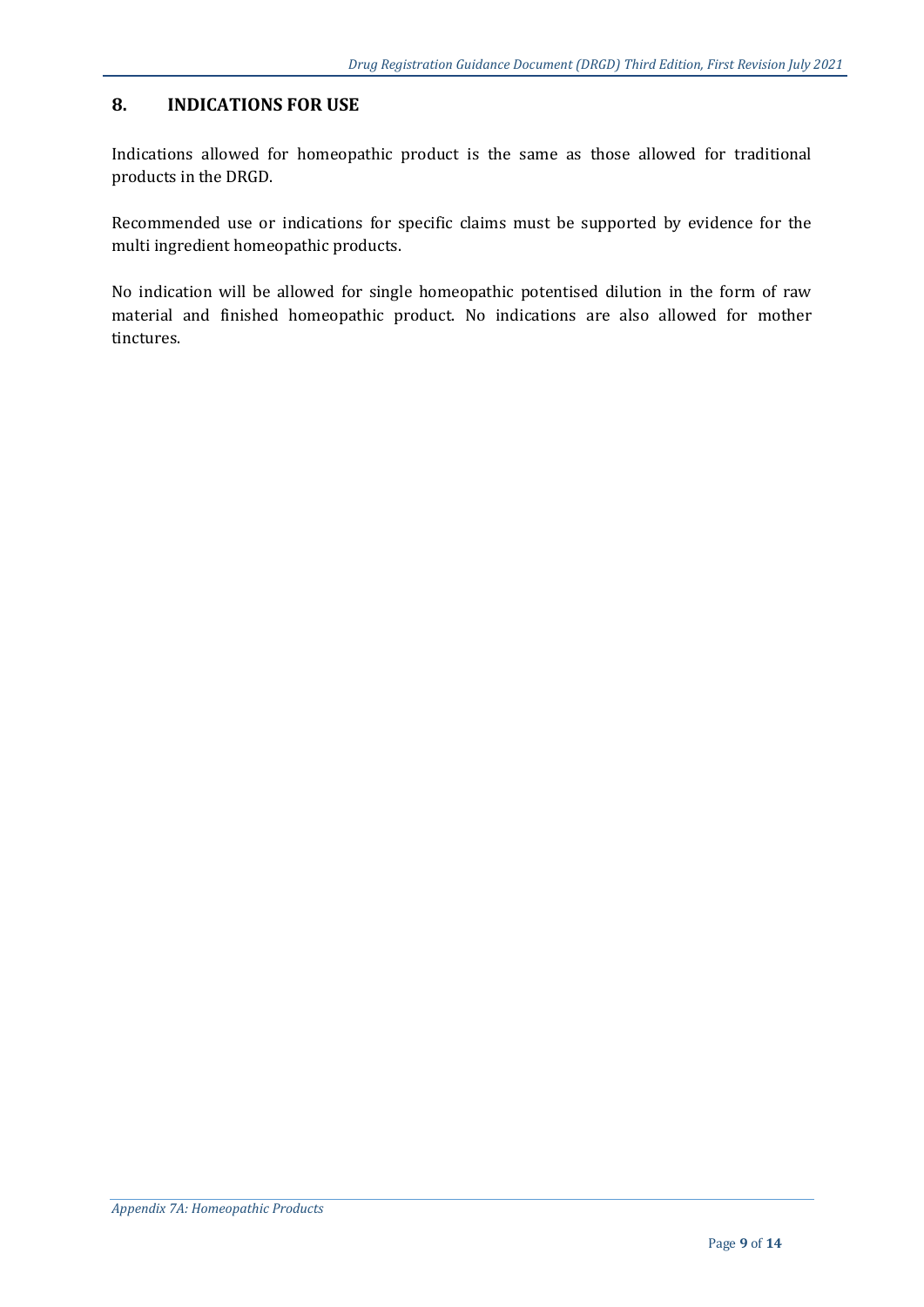## 8. INDICATIONS FOR USE

Indications allowed for homeopathic product is the same as those allowed for traditional products in the DRGD.

Recommended use or indications for specific claims must be supported by evidence for the multi ingredient homeopathic products.

No indication will be allowed for single homeopathic potentised dilution in the form of raw material and finished homeopathic product. No indications are also allowed for mother tinctures.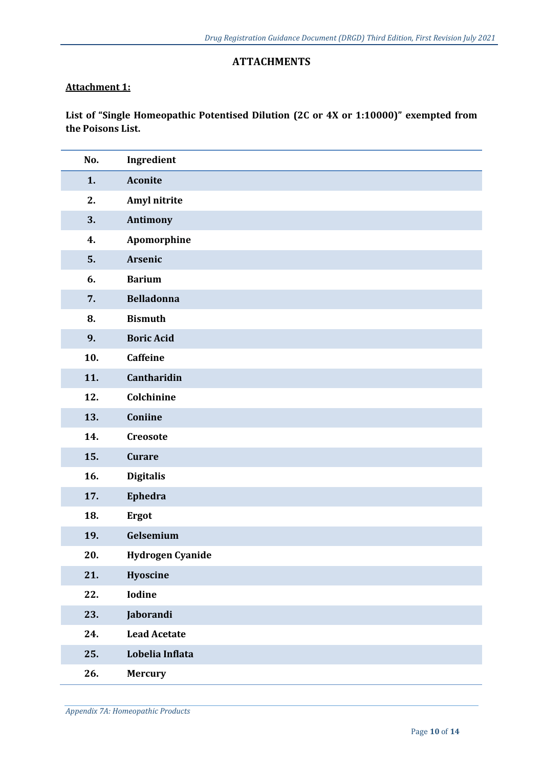## ATTACHMENTS

### Attachment 1:

**List of "Single Homeopathic Potentised Dilution (2C or 4X or 1:10000)" exempted from the Poisons List.**

| No. | Ingredient |
|---|---|
| 1. | Aconite |
| 2. | Amyl nitrite |
| 3. | Antimony |
| 4. | Apomorphine |
| 5. | Arsenic |
| 6. | Barium |
| 7. | Belladonna |
| 8. | Bismuth |
| 9. | Boric Acid |
| 10. | Caffeine |
| 11. | Cantharidin |
| 12. | Colchinine |
| 13. | Coniine |
| 14. | Creosote |
| 15. | Curare |
| 16. | Digitalis |
| 17. | Ephedra |
| 18. | Ergot |
| 19. | Gelsemium |
| 20. | Hydrogen Cyanide |
| 21. | Hyoscine |
| 22. | Iodine |
| 23. | Jaborandi |
| 24. | Lead Acetate |
| 25. | Lobelia Inflata |
| 26. | Mercury |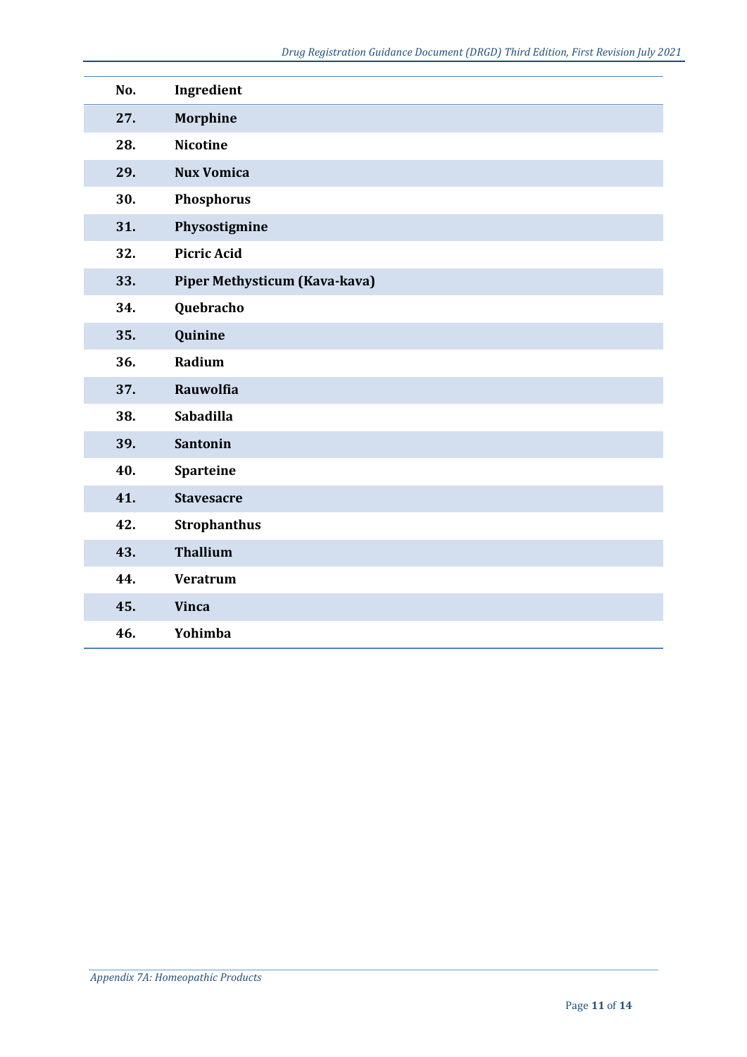| No. | Ingredient |
|---|---|
| **27.** | **Morphine** |
| **28.** | **Nicotine** |
| **29.** | **Nux Vomica** |
| **30.** | **Phosphorus** |
| **31.** | **Physostigmine** |
| **32.** | **Picric Acid** |
| **33.** | **Piper Methysticum (Kava-kava)** |
| **34.** | **Quebracho** |
| **35.** | **Quinine** |
| **36.** | **Radium** |
| **37.** | **Rauwolfia** |
| **38.** | **Sabadilla** |
| **39.** | **Santonin** |
| **40.** | **Sparteine** |
| **41.** | **Stavesacre** |
| **42.** | **Strophanthus** |
| **43.** | **Thallium** |
| **44.** | **Veratrum** |
| **45.** | **Vinca** |
| **46.** | **Yohimba** |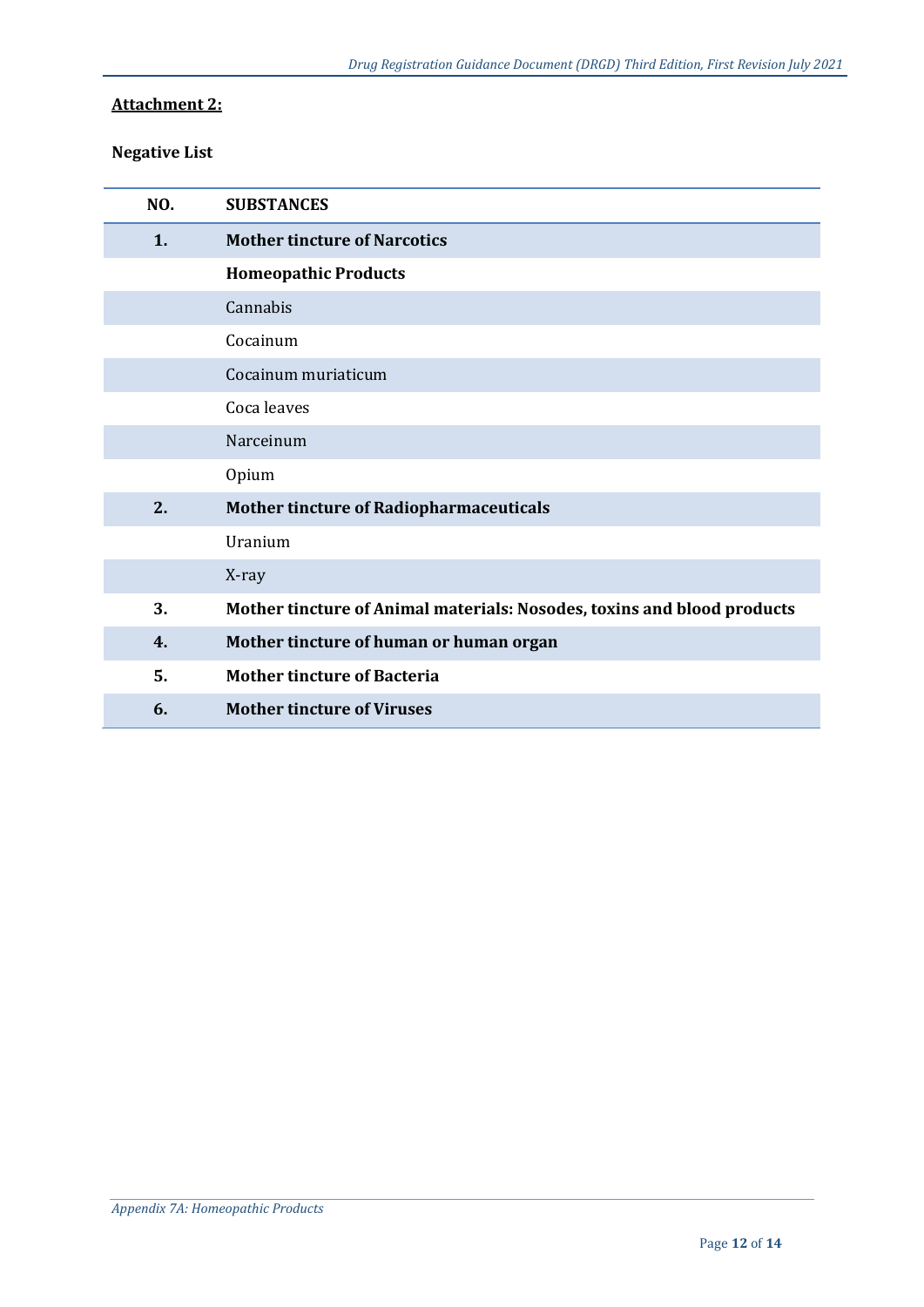**Attachment 2:**

**Negative List**

| NO. | SUBSTANCES |
|---|---|
| **1.** | **Mother tincture of Narcotics** |
| | **Homeopathic Products** |
| | Cannabis |
| | Cocainum |
| | Cocainum muriaticum |
| | Coca leaves |
| | Narceinum |
| | Opium |
| **2.** | **Mother tincture of Radiopharmaceuticals** |
| | Uranium |
| | X-ray |
| **3.** | **Mother tincture of Animal materials: Nosodes, toxins and blood products** |
| **4.** | **Mother tincture of human or human organ** |
| **5.** | **Mother tincture of Bacteria** |
| **6.** | **Mother tincture of Viruses** |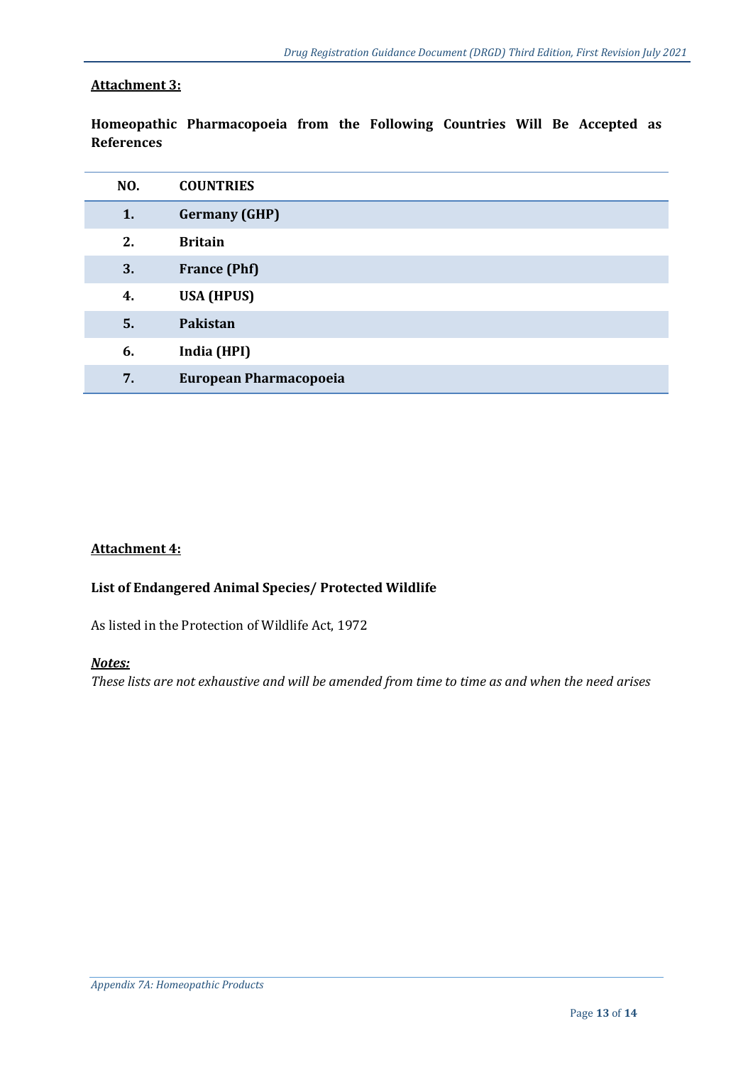**Attachment 3:**

**Homeopathic Pharmacopoeia from the Following Countries Will Be Accepted as References**

| NO. | COUNTRIES |
|---|---|
| 1. | Germany (GHP) |
| 2. | Britain |
| 3. | France (Phf) |
| 4. | USA (HPUS) |
| 5. | Pakistan |
| 6. | India (HPI) |
| 7. | European Pharmacopoeia |

**Attachment 4:**

**List of Endangered Animal Species/ Protected Wildlife**

As listed in the Protection of Wildlife Act, 1972

***Notes:***

*These lists are not exhaustive and will be amended from time to time as and when the need arises*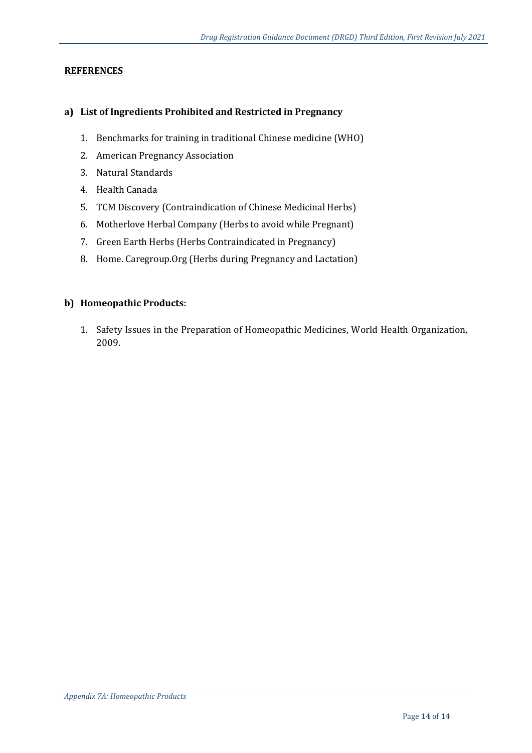## REFERENCES

### a) List of Ingredients Prohibited and Restricted in Pregnancy

1. Benchmarks for training in traditional Chinese medicine (WHO)
2. American Pregnancy Association
3. Natural Standards
4. Health Canada
5. TCM Discovery (Contraindication of Chinese Medicinal Herbs)
6. Motherlove Herbal Company (Herbs to avoid while Pregnant)
7. Green Earth Herbs (Herbs Contraindicated in Pregnancy)
8. Home. Caregroup.Org (Herbs during Pregnancy and Lactation)

### b) Homeopathic Products:

1. Safety Issues in the Preparation of Homeopathic Medicines, World Health Organization, 2009.